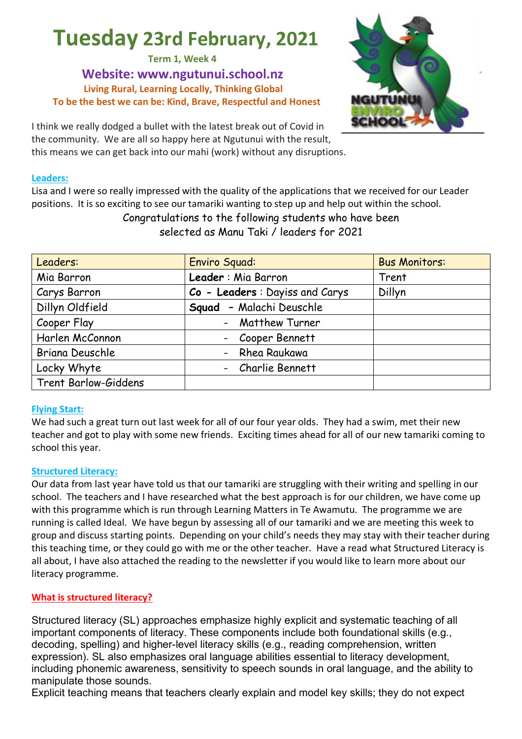# Tuesday 23rd February, 2021

**Term 1, Week 4**

**Website: www.ngutunui.school.nz**

**Living Rural, Learning Locally, Thinking Global**

**To be the best we can be: Kind, Brave, Respectful and Honest**

I think we really dodged a bullet with the latest break out of Covid in the community. We are all so happy here at Ngutunui with the result, this means we can get back into our mahi (work) without any disruptions.

### Leaders:

Lisa and I were so really impressed with the quality of the applications that we received for our Leader positions. It is so exciting to see our tamariki wanting to step up and help out within the school.

Congratulations to the following students who have been selected as Manu Taki / leaders for 2021

| Leaders: | Enviro Squad: | Bus Monitors: |
|---|---|---|
| Mia Barron | **Leader** : Mia Barron | Trent |
| Carys Barron | **Co - Leaders** : Dayiss and Carys | Dillyn |
| Dillyn Oldfield | **Squad** - Malachi Deuschle | |
| Cooper Flay | - Matthew Turner | |
| Harlen McConnon | - Cooper Bennett | |
| Briana Deuschle | - Rhea Raukawa | |
| Locky Whyte | - Charlie Bennett | |
| Trent Barlow-Giddens | | |

### Flying Start:

We had such a great turn out last week for all of our four year olds. They had a swim, met their new teacher and got to play with some new friends. Exciting times ahead for all of our new tamariki coming to school this year.

### Structured Literacy:

Our data from last year have told us that our tamariki are struggling with their writing and spelling in our school. The teachers and I have researched what the best approach is for our children, we have come up with this programme which is run through Learning Matters in Te Awamutu. The programme we are running is called Ideal. We have begun by assessing all of our tamariki and we are meeting this week to group and discuss starting points. Depending on your child's needs they may stay with their teacher during this teaching time, or they could go with me or the other teacher. Have a read what Structured Literacy is all about, I have also attached the reading to the newsletter if you would like to learn more about our literacy programme.

### What is structured literacy?

Structured literacy (SL) approaches emphasize highly explicit and systematic teaching of all important components of literacy. These components include both foundational skills (e.g., decoding, spelling) and higher-level literacy skills (e.g., reading comprehension, written expression). SL also emphasizes oral language abilities essential to literacy development, including phonemic awareness, sensitivity to speech sounds in oral language, and the ability to manipulate those sounds.

Explicit teaching means that teachers clearly explain and model key skills; they do not expect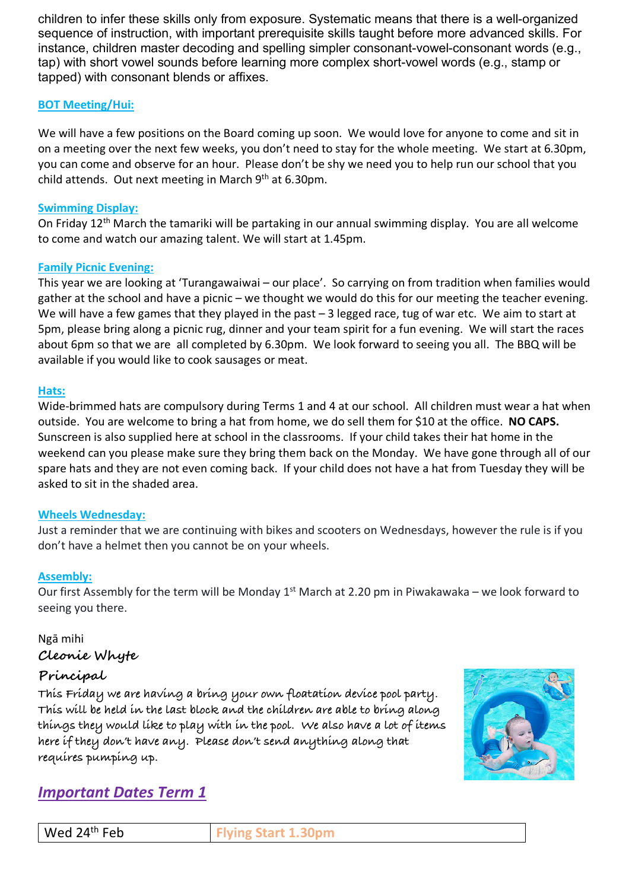children to infer these skills only from exposure. Systematic means that there is a well-organized sequence of instruction, with important prerequisite skills taught before more advanced skills. For instance, children master decoding and spelling simpler consonant-vowel-consonant words (e.g., tap) with short vowel sounds before learning more complex short-vowel words (e.g., stamp or tapped) with consonant blends or affixes.

**BOT Meeting/Hui:**

We will have a few positions on the Board coming up soon. We would love for anyone to come and sit in on a meeting over the next few weeks, you don't need to stay for the whole meeting. We start at 6.30pm, you can come and observe for an hour. Please don't be shy we need you to help run our school that you child attends. Out next meeting in March 9th at 6.30pm.

**Swimming Display:**

On Friday 12th March the tamariki will be partaking in our annual swimming display. You are all welcome to come and watch our amazing talent. We will start at 1.45pm.

**Family Picnic Evening:**

This year we are looking at 'Turangawaiwai – our place'. So carrying on from tradition when families would gather at the school and have a picnic – we thought we would do this for our meeting the teacher evening. We will have a few games that they played in the past – 3 legged race, tug of war etc. We aim to start at 5pm, please bring along a picnic rug, dinner and your team spirit for a fun evening. We will start the races about 6pm so that we are all completed by 6.30pm. We look forward to seeing you all. The BBQ will be available if you would like to cook sausages or meat.

**Hats:**

Wide-brimmed hats are compulsory during Terms 1 and 4 at our school. All children must wear a hat when outside. You are welcome to bring a hat from home, we do sell them for $10 at the office. **NO CAPS.** Sunscreen is also supplied here at school in the classrooms. If your child takes their hat home in the weekend can you please make sure they bring them back on the Monday. We have gone through all of our spare hats and they are not even coming back. If your child does not have a hat from Tuesday they will be asked to sit in the shaded area.

**Wheels Wednesday:**

Just a reminder that we are continuing with bikes and scooters on Wednesdays, however the rule is if you don't have a helmet then you cannot be on your wheels.

**Assembly:**

Our first Assembly for the term will be Monday 1st March at 2.20 pm in Piwakawaka – we look forward to seeing you there.

Ngā mihi

**Cleonie Whyte**

**Principal**

This Friday we are having a bring your own floatation device pool party. This will be held in the last block and the children are able to bring along things they would like to play with in the pool. We also have a lot of items here if they don't have any. Please don't send anything along that requires pumping up.

## *Important Dates Term 1*

| Wed 24th Feb | Flying Start 1.30pm |
|---|---|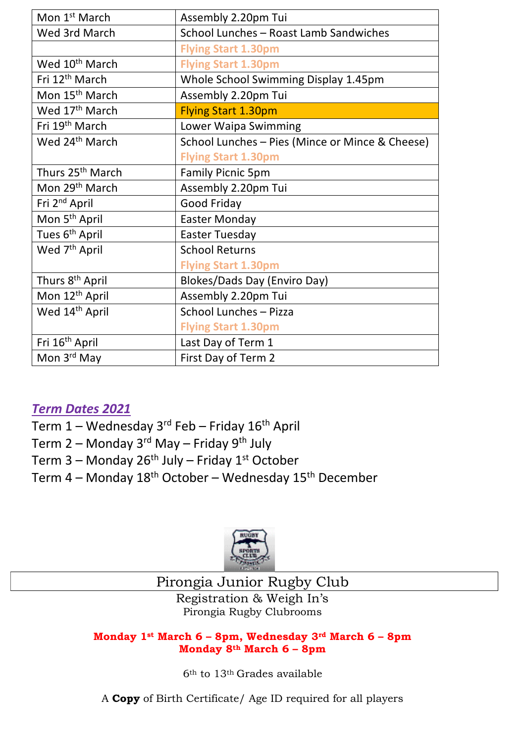| Mon 1st March | Assembly 2.20pm Tui |
|---|---|
| Wed 3rd March | School Lunches – Roast Lamb Sandwiches |
| | Flying Start 1.30pm |
| Wed 10th March | Flying Start 1.30pm |
| Fri 12th March | Whole School Swimming Display 1.45pm |
| Mon 15th March | Assembly 2.20pm Tui |
| Wed 17th March | Flying Start 1.30pm |
| Fri 19th March | Lower Waipa Swimming |
| Wed 24th March | School Lunches – Pies (Mince or Mince & Cheese)<br>Flying Start 1.30pm |
| Thurs 25th March | Family Picnic 5pm |
| Mon 29th March | Assembly 2.20pm Tui |
| Fri 2nd April | Good Friday |
| Mon 5th April | Easter Monday |
| Tues 6th April | Easter Tuesday |
| Wed 7th April | School Returns<br>Flying Start 1.30pm |
| Thurs 8th April | Blokes/Dads Day (Enviro Day) |
| Mon 12th April | Assembly 2.20pm Tui |
| Wed 14th April | School Lunches – Pizza<br>Flying Start 1.30pm |
| Fri 16th April | Last Day of Term 1 |
| Mon 3rd May | First Day of Term 2 |

## *Term Dates 2021*

Term 1 – Wednesday 3rd Feb – Friday 16th April
Term 2 – Monday 3rd May – Friday 9th July
Term 3 – Monday 26th July – Friday 1st October
Term 4 – Monday 18th October – Wednesday 15th December

## Pirongia Junior Rugby Club

Registration & Weigh In's
Pirongia Rugby Clubrooms

**Monday 1st March 6 – 8pm, Wednesday 3rd March 6 – 8pm**
**Monday 8th March 6 – 8pm**

6th to 13th Grades available

A **Copy** of Birth Certificate/ Age ID required for all players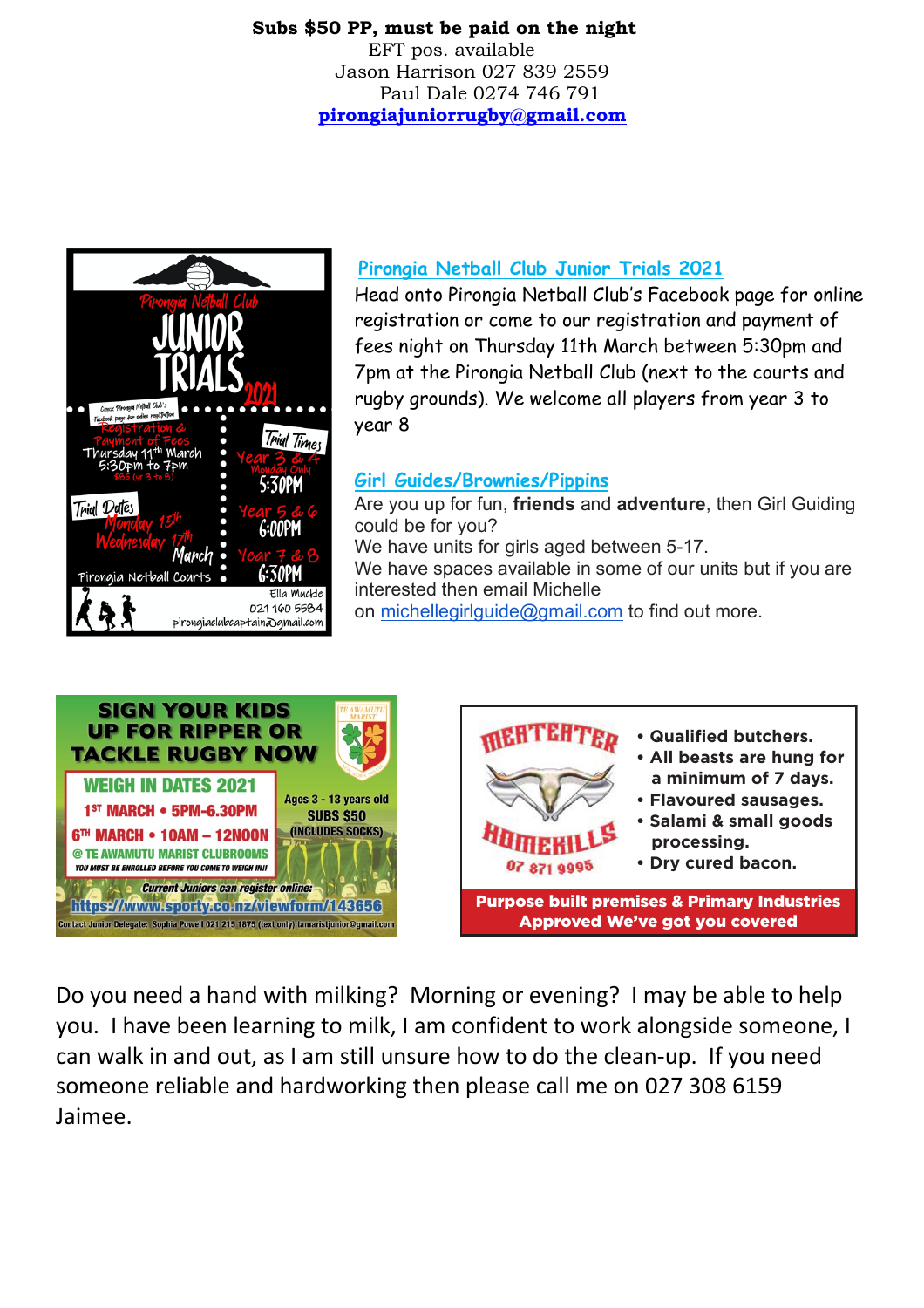**Subs $50 PP, must be paid on the night**
EFT pos. available
Jason Harrison 027 839 2559
Paul Dale 0274 746 791
**pirongiajuniorrugby@gmail.com**

Pirongia Netball Club
JUNIOR TRIALS 2021
Check Pirongia Netball Club's Facebook page for online registration
Registration & Payment of Fees
Thursday 11th March
5:30pm to 7pm
$85 (yr 3 to 8)
Trial Dates
Monday 15th
Wednesday 17th
March
Pirongia Netball Courts
Trial Times
Year 3 & 4
Monday Only
5:30PM
Year 5 & 6
6:00PM
Year 7 & 8
6:30PM
Ella Muckle
021 160 5584
pirongiaclubcaptain@gmail.com

## Pirongia Netball Club Junior Trials 2021

Head onto Pirongia Netball Club's Facebook page for online registration or come to our registration and payment of fees night on Thursday 11th March between 5:30pm and 7pm at the Pirongia Netball Club (next to the courts and rugby grounds). We welcome all players from year 3 to year 8

## Girl Guides/Brownies/Pippins

Are you up for fun, **friends** and **adventure**, then Girl Guiding could be for you?
We have units for girls aged between 5-17.
We have spaces available in some of our units but if you are interested then email Michelle on michellegirlguide@gmail.com to find out more.

**SIGN YOUR KIDS UP FOR RIPPER OR TACKLE RUGBY NOW**
TE AWAMUTU MARIST
**WEIGH IN DATES 2021**
1ST MARCH • 5PM-6.30PM
6TH MARCH • 10AM – 12NOON
@ TE AWAMUTU MARIST CLUBROOMS
YOU MUST BE ENROLLED BEFORE YOU COME TO WEIGH IN!!
Ages 3 - 13 years old
SUBS $50 (INCLUDES SOCKS)
Current Juniors can register online:
https://www.sporty.co.nz/viewform/143656
Contact Junior Delegate: Sophia Powell 021 215 1875 (text only) tamaristjunior@gmail.com

MEATEATER HOMEKILLS
07 871 9995
- Qualified butchers.
- All beasts are hung for a minimum of 7 days.
- Flavoured sausages.
- Salami & small goods processing.
- Dry cured bacon.

**Purpose built premises & Primary Industries Approved We've got you covered**

Do you need a hand with milking? Morning or evening? I may be able to help you. I have been learning to milk, I am confident to work alongside someone, I can walk in and out, as I am still unsure how to do the clean-up. If you need someone reliable and hardworking then please call me on 027 308 6159 Jaimee.